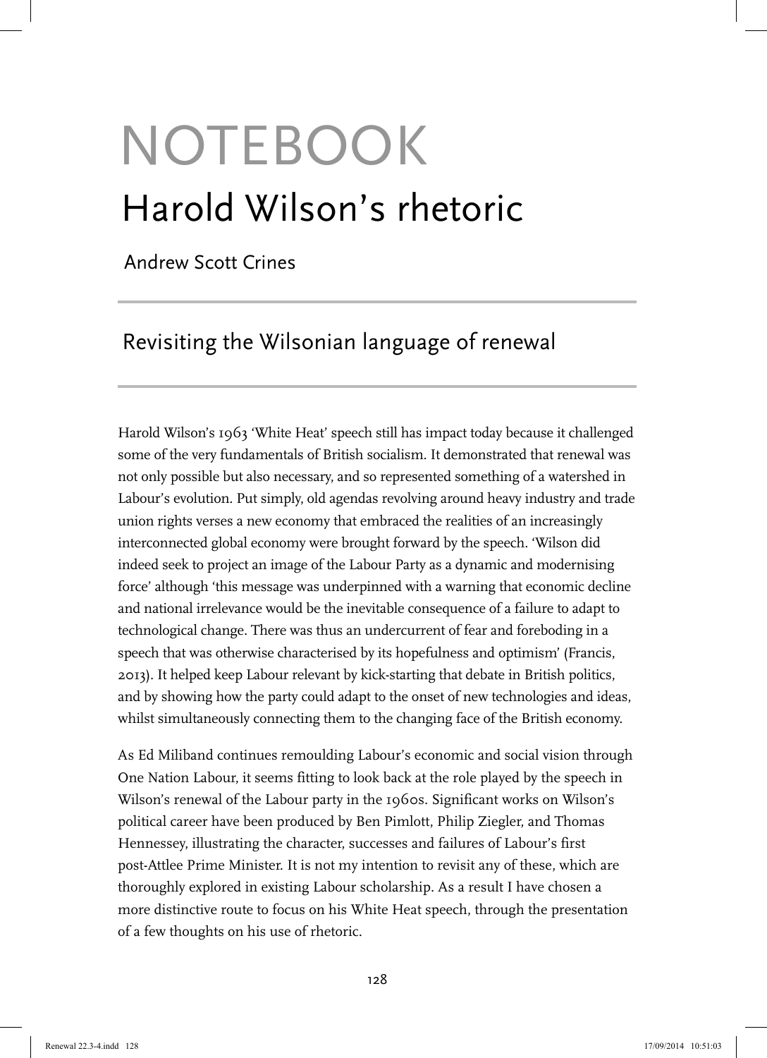# NOTEBOOK

# Harold Wilson's rhetoric

Andrew Scott Crines

## Revisiting the Wilsonian language of renewal

Harold Wilson's 1963 'White Heat' speech still has impact today because it challenged some of the very fundamentals of British socialism. It demonstrated that renewal was not only possible but also necessary, and so represented something of a watershed in Labour's evolution. Put simply, old agendas revolving around heavy industry and trade union rights verses a new economy that embraced the realities of an increasingly interconnected global economy were brought forward by the speech. 'Wilson did indeed seek to project an image of the Labour Party as a dynamic and modernising force' although 'this message was underpinned with a warning that economic decline and national irrelevance would be the inevitable consequence of a failure to adapt to technological change. There was thus an undercurrent of fear and foreboding in a speech that was otherwise characterised by its hopefulness and optimism' (Francis, 2013). It helped keep Labour relevant by kick-starting that debate in British politics, and by showing how the party could adapt to the onset of new technologies and ideas, whilst simultaneously connecting them to the changing face of the British economy.

As Ed Miliband continues remoulding Labour's economic and social vision through One Nation Labour, it seems fitting to look back at the role played by the speech in Wilson's renewal of the Labour party in the 1960s. Significant works on Wilson's political career have been produced by Ben Pimlott, Philip Ziegler, and Thomas Hennessey, illustrating the character, successes and failures of Labour's first post-Attlee Prime Minister. It is not my intention to revisit any of these, which are thoroughly explored in existing Labour scholarship. As a result I have chosen a more distinctive route to focus on his White Heat speech, through the presentation of a few thoughts on his use of rhetoric.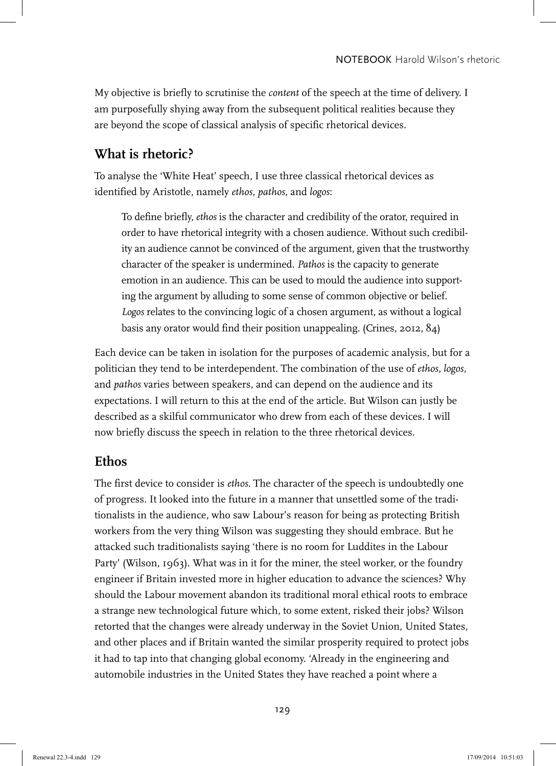My objective is briefly to scrutinise the *content* of the speech at the time of delivery. I am purposefully shying away from the subsequent political realities because they are beyond the scope of classical analysis of specific rhetorical devices.

## What is rhetoric?

To analyse the 'White Heat' speech, I use three classical rhetorical devices as identified by Aristotle, namely *ethos, pathos,* and *logos*:

> To define briefly, *ethos* is the character and credibility of the orator, required in order to have rhetorical integrity with a chosen audience. Without such credibility an audience cannot be convinced of the argument, given that the trustworthy character of the speaker is undermined. *Pathos* is the capacity to generate emotion in an audience. This can be used to mould the audience into supporting the argument by alluding to some sense of common objective or belief. *Logos* relates to the convincing logic of a chosen argument, as without a logical basis any orator would find their position unappealing. (Crines, 2012, 84)

Each device can be taken in isolation for the purposes of academic analysis, but for a politician they tend to be interdependent. The combination of the use of *ethos*, *logos*, and *pathos* varies between speakers, and can depend on the audience and its expectations. I will return to this at the end of the article. But Wilson can justly be described as a skilful communicator who drew from each of these devices. I will now briefly discuss the speech in relation to the three rhetorical devices.

## Ethos

The first device to consider is *ethos*. The character of the speech is undoubtedly one of progress. It looked into the future in a manner that unsettled some of the traditionalists in the audience, who saw Labour's reason for being as protecting British workers from the very thing Wilson was suggesting they should embrace. But he attacked such traditionalists saying 'there is no room for Luddites in the Labour Party' (Wilson, 1963). What was in it for the miner, the steel worker, or the foundry engineer if Britain invested more in higher education to advance the sciences? Why should the Labour movement abandon its traditional moral ethical roots to embrace a strange new technological future which, to some extent, risked their jobs? Wilson retorted that the changes were already underway in the Soviet Union, United States, and other places and if Britain wanted the similar prosperity required to protect jobs it had to tap into that changing global economy. 'Already in the engineering and automobile industries in the United States they have reached a point where a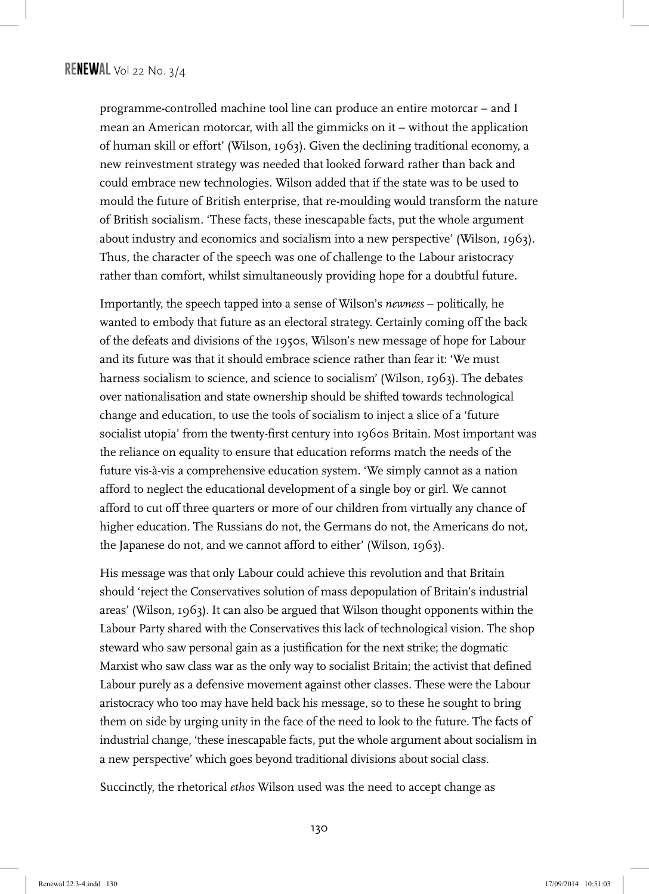programme-controlled machine tool line can produce an entire motorcar – and I mean an American motorcar, with all the gimmicks on it – without the application of human skill or effort' (Wilson, 1963). Given the declining traditional economy, a new reinvestment strategy was needed that looked forward rather than back and could embrace new technologies. Wilson added that if the state was to be used to mould the future of British enterprise, that re-moulding would transform the nature of British socialism. 'These facts, these inescapable facts, put the whole argument about industry and economics and socialism into a new perspective' (Wilson, 1963). Thus, the character of the speech was one of challenge to the Labour aristocracy rather than comfort, whilst simultaneously providing hope for a doubtful future.

Importantly, the speech tapped into a sense of Wilson's *newness* – politically, he wanted to embody that future as an electoral strategy. Certainly coming off the back of the defeats and divisions of the 1950s, Wilson's new message of hope for Labour and its future was that it should embrace science rather than fear it: 'We must harness socialism to science, and science to socialism' (Wilson, 1963). The debates over nationalisation and state ownership should be shifted towards technological change and education, to use the tools of socialism to inject a slice of a 'future socialist utopia' from the twenty-first century into 1960s Britain. Most important was the reliance on equality to ensure that education reforms match the needs of the future vis-à-vis a comprehensive education system. 'We simply cannot as a nation afford to neglect the educational development of a single boy or girl. We cannot afford to cut off three quarters or more of our children from virtually any chance of higher education. The Russians do not, the Germans do not, the Americans do not, the Japanese do not, and we cannot afford to either' (Wilson, 1963).

His message was that only Labour could achieve this revolution and that Britain should 'reject the Conservatives solution of mass depopulation of Britain's industrial areas' (Wilson, 1963). It can also be argued that Wilson thought opponents within the Labour Party shared with the Conservatives this lack of technological vision. The shop steward who saw personal gain as a justification for the next strike; the dogmatic Marxist who saw class war as the only way to socialist Britain; the activist that defined Labour purely as a defensive movement against other classes. These were the Labour aristocracy who too may have held back his message, so to these he sought to bring them on side by urging unity in the face of the need to look to the future. The facts of industrial change, 'these inescapable facts, put the whole argument about socialism in a new perspective' which goes beyond traditional divisions about social class.

Succinctly, the rhetorical *ethos* Wilson used was the need to accept change as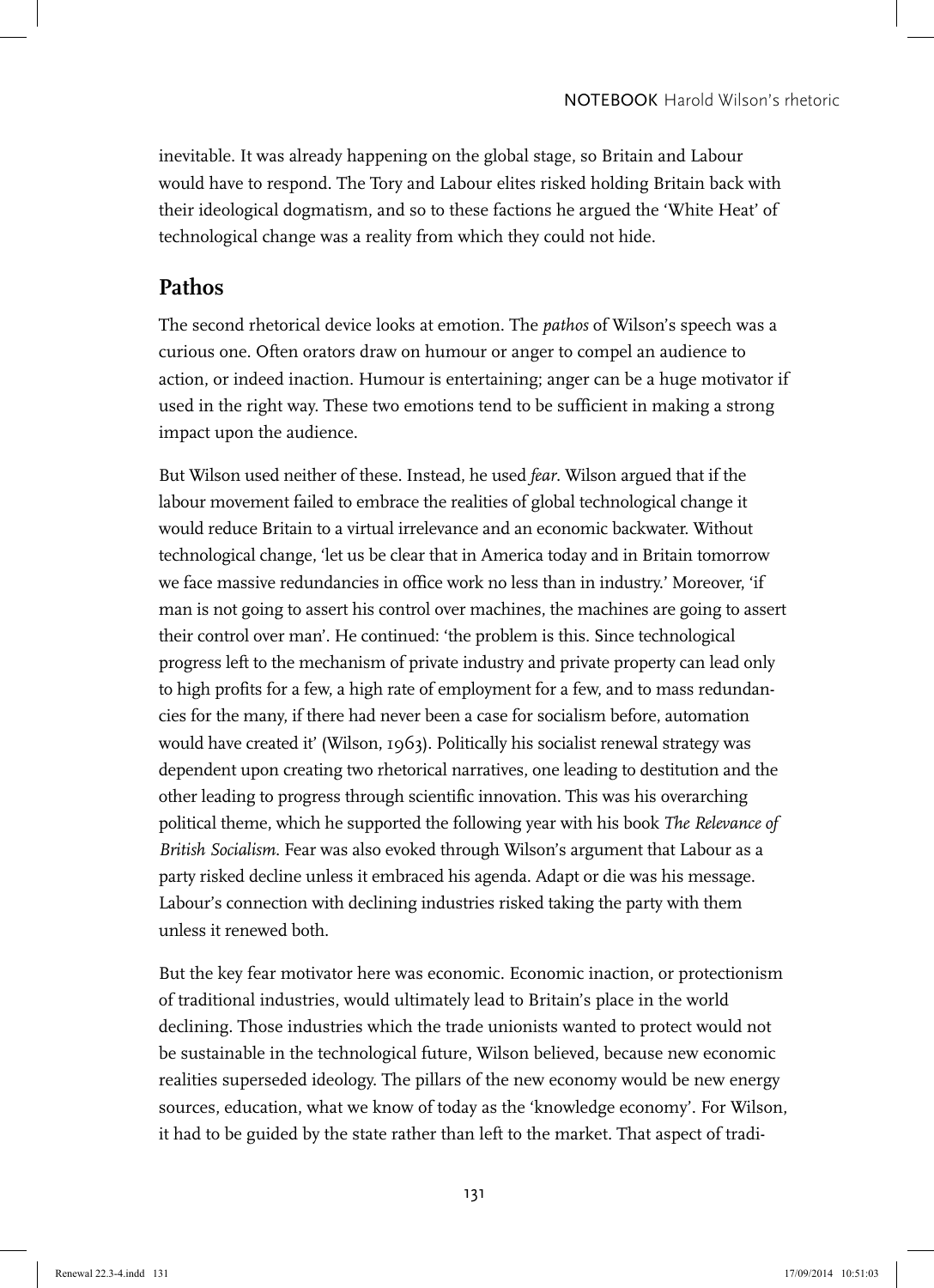inevitable. It was already happening on the global stage, so Britain and Labour would have to respond. The Tory and Labour elites risked holding Britain back with their ideological dogmatism, and so to these factions he argued the 'White Heat' of technological change was a reality from which they could not hide.

## Pathos

The second rhetorical device looks at emotion. The *pathos* of Wilson's speech was a curious one. Often orators draw on humour or anger to compel an audience to action, or indeed inaction. Humour is entertaining; anger can be a huge motivator if used in the right way. These two emotions tend to be sufficient in making a strong impact upon the audience.

But Wilson used neither of these. Instead, he used *fear*. Wilson argued that if the labour movement failed to embrace the realities of global technological change it would reduce Britain to a virtual irrelevance and an economic backwater. Without technological change, 'let us be clear that in America today and in Britain tomorrow we face massive redundancies in office work no less than in industry.' Moreover, 'if man is not going to assert his control over machines, the machines are going to assert their control over man'. He continued: 'the problem is this. Since technological progress left to the mechanism of private industry and private property can lead only to high profits for a few, a high rate of employment for a few, and to mass redundancies for the many, if there had never been a case for socialism before, automation would have created it' (Wilson, 1963). Politically his socialist renewal strategy was dependent upon creating two rhetorical narratives, one leading to destitution and the other leading to progress through scientific innovation. This was his overarching political theme, which he supported the following year with his book *The Relevance of British Socialism*. Fear was also evoked through Wilson's argument that Labour as a party risked decline unless it embraced his agenda. Adapt or die was his message. Labour's connection with declining industries risked taking the party with them unless it renewed both.

But the key fear motivator here was economic. Economic inaction, or protectionism of traditional industries, would ultimately lead to Britain's place in the world declining. Those industries which the trade unionists wanted to protect would not be sustainable in the technological future, Wilson believed, because new economic realities superseded ideology. The pillars of the new economy would be new energy sources, education, what we know of today as the 'knowledge economy'. For Wilson, it had to be guided by the state rather than left to the market. That aspect of tradi-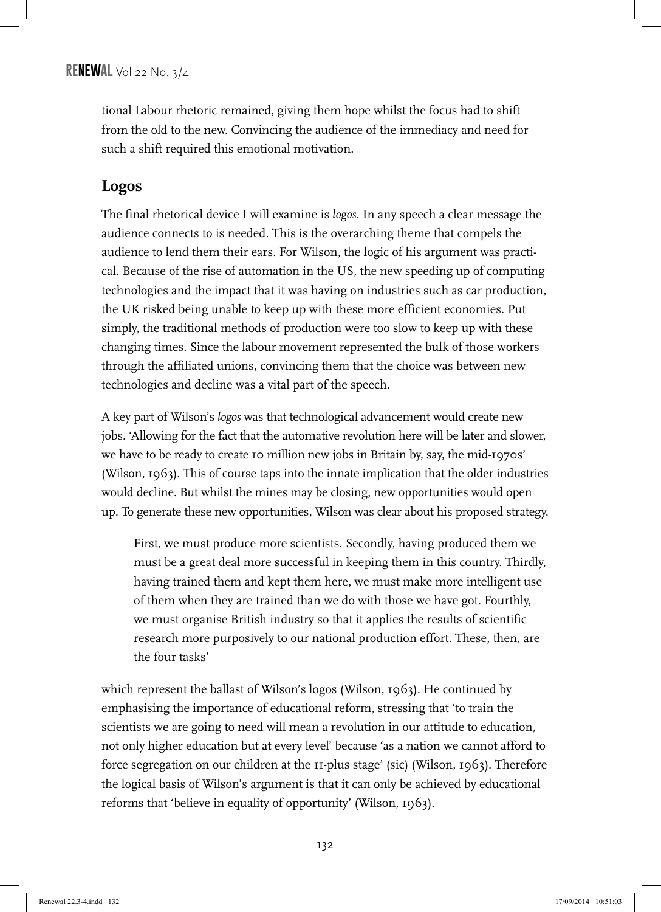tional Labour rhetoric remained, giving them hope whilst the focus had to shift from the old to the new. Convincing the audience of the immediacy and need for such a shift required this emotional motivation.

## Logos

The final rhetorical device I will examine is *logos*. In any speech a clear message the audience connects to is needed. This is the overarching theme that compels the audience to lend them their ears. For Wilson, the logic of his argument was practical. Because of the rise of automation in the US, the new speeding up of computing technologies and the impact that it was having on industries such as car production, the UK risked being unable to keep up with these more efficient economies. Put simply, the traditional methods of production were too slow to keep up with these changing times. Since the labour movement represented the bulk of those workers through the affiliated unions, convincing them that the choice was between new technologies and decline was a vital part of the speech.

A key part of Wilson's *logos* was that technological advancement would create new jobs. 'Allowing for the fact that the automative revolution here will be later and slower, we have to be ready to create 10 million new jobs in Britain by, say, the mid-1970s' (Wilson, 1963). This of course taps into the innate implication that the older industries would decline. But whilst the mines may be closing, new opportunities would open up. To generate these new opportunities, Wilson was clear about his proposed strategy.

> First, we must produce more scientists. Secondly, having produced them we must be a great deal more successful in keeping them in this country. Thirdly, having trained them and kept them here, we must make more intelligent use of them when they are trained than we do with those we have got. Fourthly, we must organise British industry so that it applies the results of scientific research more purposively to our national production effort. These, then, are the four tasks'

which represent the ballast of Wilson's logos (Wilson, 1963). He continued by emphasising the importance of educational reform, stressing that 'to train the scientists we are going to need will mean a revolution in our attitude to education, not only higher education but at every level' because 'as a nation we cannot afford to force segregation on our children at the 11-plus stage' (sic) (Wilson, 1963). Therefore the logical basis of Wilson's argument is that it can only be achieved by educational reforms that 'believe in equality of opportunity' (Wilson, 1963).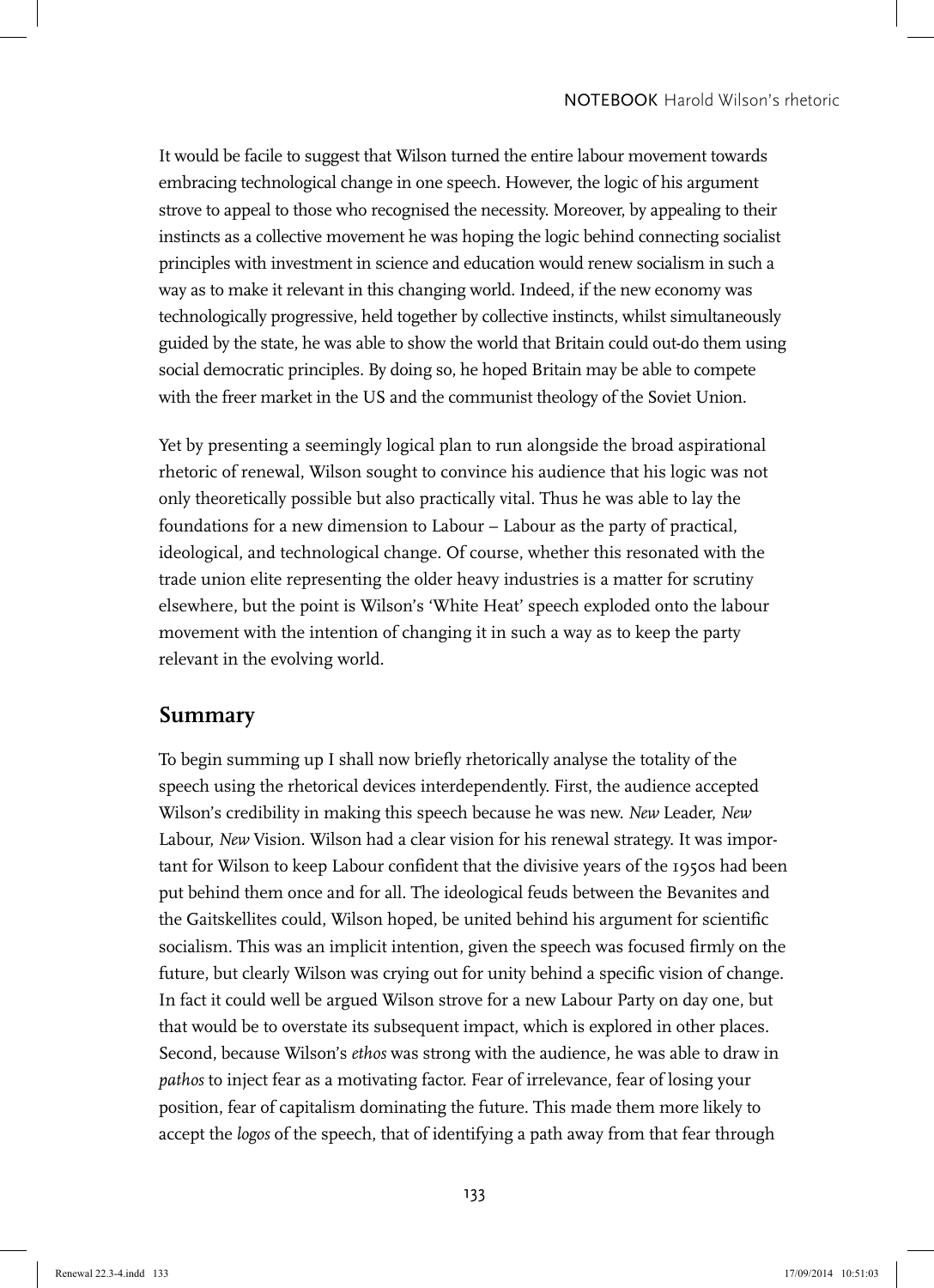It would be facile to suggest that Wilson turned the entire labour movement towards embracing technological change in one speech. However, the logic of his argument strove to appeal to those who recognised the necessity. Moreover, by appealing to their instincts as a collective movement he was hoping the logic behind connecting socialist principles with investment in science and education would renew socialism in such a way as to make it relevant in this changing world. Indeed, if the new economy was technologically progressive, held together by collective instincts, whilst simultaneously guided by the state, he was able to show the world that Britain could out-do them using social democratic principles. By doing so, he hoped Britain may be able to compete with the freer market in the US and the communist theology of the Soviet Union.

Yet by presenting a seemingly logical plan to run alongside the broad aspirational rhetoric of renewal, Wilson sought to convince his audience that his logic was not only theoretically possible but also practically vital. Thus he was able to lay the foundations for a new dimension to Labour – Labour as the party of practical, ideological, and technological change. Of course, whether this resonated with the trade union elite representing the older heavy industries is a matter for scrutiny elsewhere, but the point is Wilson's 'White Heat' speech exploded onto the labour movement with the intention of changing it in such a way as to keep the party relevant in the evolving world.

## Summary

To begin summing up I shall now briefly rhetorically analyse the totality of the speech using the rhetorical devices interdependently. First, the audience accepted Wilson's credibility in making this speech because he was new. *New* Leader, *New* Labour, *New* Vision. Wilson had a clear vision for his renewal strategy. It was important for Wilson to keep Labour confident that the divisive years of the 1950s had been put behind them once and for all. The ideological feuds between the Bevanites and the Gaitskellites could, Wilson hoped, be united behind his argument for scientific socialism. This was an implicit intention, given the speech was focused firmly on the future, but clearly Wilson was crying out for unity behind a specific vision of change. In fact it could well be argued Wilson strove for a new Labour Party on day one, but that would be to overstate its subsequent impact, which is explored in other places. Second, because Wilson's *ethos* was strong with the audience, he was able to draw in *pathos* to inject fear as a motivating factor. Fear of irrelevance, fear of losing your position, fear of capitalism dominating the future. This made them more likely to accept the *logos* of the speech, that of identifying a path away from that fear through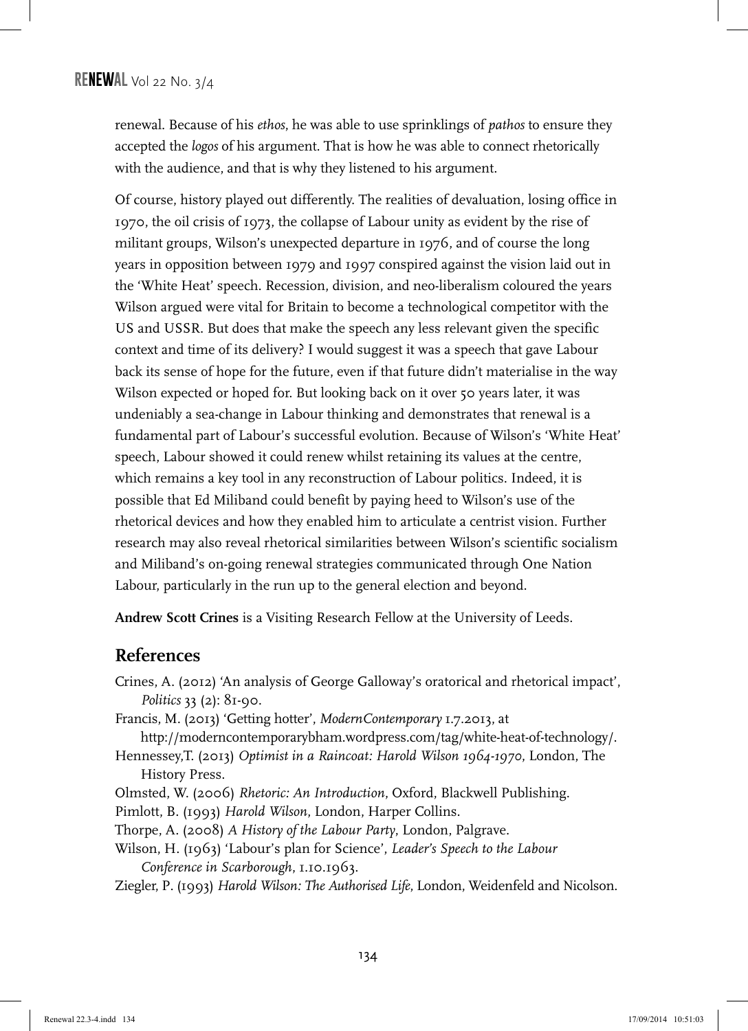renewal. Because of his *ethos*, he was able to use sprinklings of *pathos* to ensure they accepted the *logos* of his argument. That is how he was able to connect rhetorically with the audience, and that is why they listened to his argument.

Of course, history played out differently. The realities of devaluation, losing office in 1970, the oil crisis of 1973, the collapse of Labour unity as evident by the rise of militant groups, Wilson's unexpected departure in 1976, and of course the long years in opposition between 1979 and 1997 conspired against the vision laid out in the 'White Heat' speech. Recession, division, and neo-liberalism coloured the years Wilson argued were vital for Britain to become a technological competitor with the US and USSR. But does that make the speech any less relevant given the specific context and time of its delivery? I would suggest it was a speech that gave Labour back its sense of hope for the future, even if that future didn't materialise in the way Wilson expected or hoped for. But looking back on it over 50 years later, it was undeniably a sea-change in Labour thinking and demonstrates that renewal is a fundamental part of Labour's successful evolution. Because of Wilson's 'White Heat' speech, Labour showed it could renew whilst retaining its values at the centre, which remains a key tool in any reconstruction of Labour politics. Indeed, it is possible that Ed Miliband could benefit by paying heed to Wilson's use of the rhetorical devices and how they enabled him to articulate a centrist vision. Further research may also reveal rhetorical similarities between Wilson's scientific socialism and Miliband's on-going renewal strategies communicated through One Nation Labour, particularly in the run up to the general election and beyond.

**Andrew Scott Crines** is a Visiting Research Fellow at the University of Leeds.

## References

Crines, A. (2012) 'An analysis of George Galloway's oratorical and rhetorical impact', *Politics* 33 (2): 81-90.

Francis, M. (2013) 'Getting hotter', *ModernContemporary* 1.7.2013, at http://moderncontemporarybham.wordpress.com/tag/white-heat-of-technology/.

Hennessey,T. (2013) *Optimist in a Raincoat: Harold Wilson 1964-1970*, London, The History Press.

Olmsted, W. (2006) *Rhetoric: An Introduction*, Oxford, Blackwell Publishing.

Pimlott, B. (1993) *Harold Wilson*, London, Harper Collins.

Thorpe, A. (2008) *A History of the Labour Party*, London, Palgrave.

Wilson, H. (1963) 'Labour's plan for Science', *Leader's Speech to the Labour Conference in Scarborough*, 1.10.1963.

Ziegler, P. (1993) *Harold Wilson: The Authorised Life*, London, Weidenfeld and Nicolson.